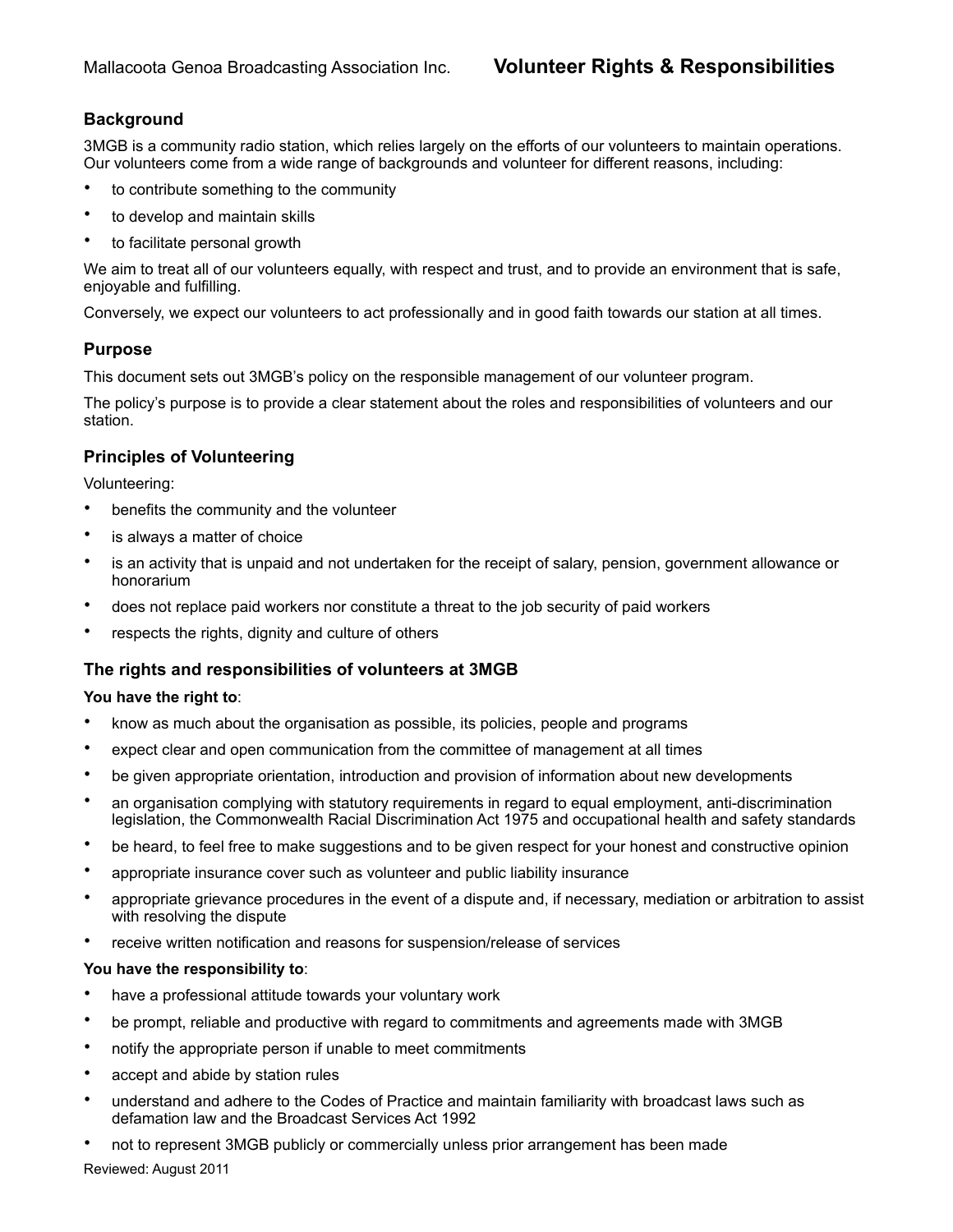Mallacoota Genoa Broadcasting Association Inc.

# Volunteer Rights & Responsibilities

## Background

3MGB is a community radio station, which relies largely on the efforts of our volunteers to maintain operations. Our volunteers come from a wide range of backgrounds and volunteer for different reasons, including:

- to contribute something to the community
- to develop and maintain skills
- to facilitate personal growth

We aim to treat all of our volunteers equally, with respect and trust, and to provide an environment that is safe, enjoyable and fulfilling.

Conversely, we expect our volunteers to act professionally and in good faith towards our station at all times.

## Purpose

This document sets out 3MGB's policy on the responsible management of our volunteer program.

The policy's purpose is to provide a clear statement about the roles and responsibilities of volunteers and our station.

## Principles of Volunteering

Volunteering:

- benefits the community and the volunteer
- is always a matter of choice
- is an activity that is unpaid and not undertaken for the receipt of salary, pension, government allowance or honorarium
- does not replace paid workers nor constitute a threat to the job security of paid workers
- respects the rights, dignity and culture of others

## The rights and responsibilities of volunteers at 3MGB

**You have the right to**:

- know as much about the organisation as possible, its policies, people and programs
- expect clear and open communication from the committee of management at all times
- be given appropriate orientation, introduction and provision of information about new developments
- an organisation complying with statutory requirements in regard to equal employment, anti-discrimination legislation, the Commonwealth Racial Discrimination Act 1975 and occupational health and safety standards
- be heard, to feel free to make suggestions and to be given respect for your honest and constructive opinion
- appropriate insurance cover such as volunteer and public liability insurance
- appropriate grievance procedures in the event of a dispute and, if necessary, mediation or arbitration to assist with resolving the dispute
- receive written notification and reasons for suspension/release of services

**You have the responsibility to**:

- have a professional attitude towards your voluntary work
- be prompt, reliable and productive with regard to commitments and agreements made with 3MGB
- notify the appropriate person if unable to meet commitments
- accept and abide by station rules
- understand and adhere to the Codes of Practice and maintain familiarity with broadcast laws such as defamation law and the Broadcast Services Act 1992
- not to represent 3MGB publicly or commercially unless prior arrangement has been made

Reviewed: August 2011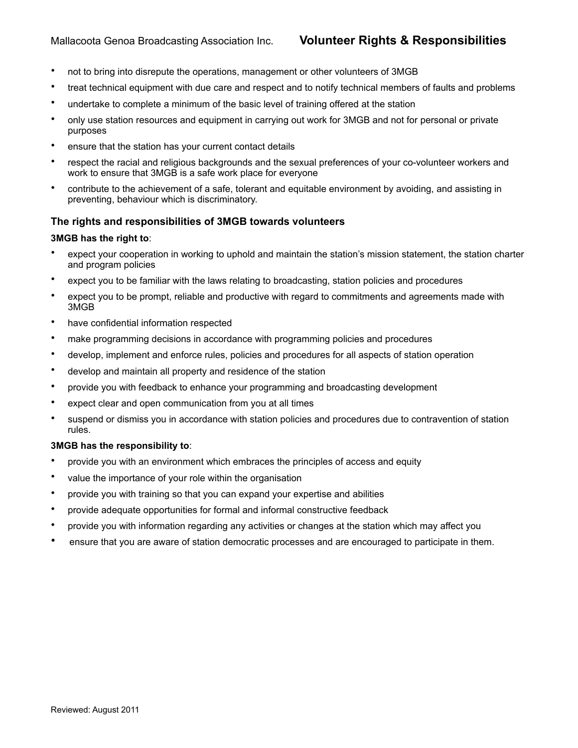- not to bring into disrepute the operations, management or other volunteers of 3MGB
- treat technical equipment with due care and respect and to notify technical members of faults and problems
- undertake to complete a minimum of the basic level of training offered at the station
- only use station resources and equipment in carrying out work for 3MGB and not for personal or private purposes
- ensure that the station has your current contact details
- respect the racial and religious backgrounds and the sexual preferences of your co-volunteer workers and work to ensure that 3MGB is a safe work place for everyone
- contribute to the achievement of a safe, tolerant and equitable environment by avoiding, and assisting in preventing, behaviour which is discriminatory.

### The rights and responsibilities of 3MGB towards volunteers

**3MGB has the right to**:

- expect your cooperation in working to uphold and maintain the station's mission statement, the station charter and program policies
- expect you to be familiar with the laws relating to broadcasting, station policies and procedures
- expect you to be prompt, reliable and productive with regard to commitments and agreements made with 3MGB
- have confidential information respected
- make programming decisions in accordance with programming policies and procedures
- develop, implement and enforce rules, policies and procedures for all aspects of station operation
- develop and maintain all property and residence of the station
- provide you with feedback to enhance your programming and broadcasting development
- expect clear and open communication from you at all times
- suspend or dismiss you in accordance with station policies and procedures due to contravention of station rules.

**3MGB has the responsibility to**:

- provide you with an environment which embraces the principles of access and equity
- value the importance of your role within the organisation
- provide you with training so that you can expand your expertise and abilities
- provide adequate opportunities for formal and informal constructive feedback
- provide you with information regarding any activities or changes at the station which may affect you
- ensure that you are aware of station democratic processes and are encouraged to participate in them.

Reviewed: August 2011